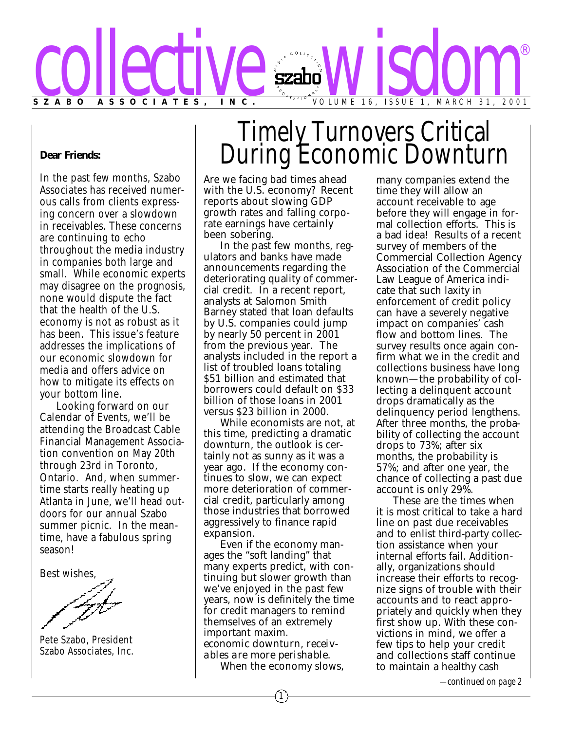# collective wisdom®

**SZABO ASSOCIATES, INC.** VOLUME 16, ISSUE 1, MARCH 31, 2001

**Dear Friends:**

In the past few months, Szabo Associates has received numerous calls from clients expressing concern over a slowdown in receivables. These concerns are continuing to echo throughout the media industry in companies both large and small. While economic experts may disagree on the prognosis, none would dispute the fact that the health of the U.S. economy is not as robust as it has been. This issue's feature addresses the implications of our economic slowdown for media and offers advice on how to mitigate its effects on your bottom line.

Looking forward on our Calendar of Events, we'll be attending the Broadcast Cable Financial Management Association convention on May 20th through 23rd in Toronto, Ontario. And, when summertime starts really heating up Atlanta in June, we'll head outdoors for our annual Szabo summer picnic. In the meantime, have a fabulous spring season!

Best wishes,

*Pete Szabo, President*
*Szabo Associates, Inc.*

# Timely Turnovers Critical During Economic Downturn

Are we facing bad times ahead with the U.S. economy? Recent reports about slowing GDP growth rates and falling corporate earnings have certainly been sobering.

In the past few months, regulators and banks have made announcements regarding the deteriorating quality of commercial credit. In a recent report, analysts at Salomon Smith Barney stated that loan defaults by U.S. companies could jump by nearly 50 percent in 2001 from the previous year. The analysts included in the report a list of troubled loans totaling $51 billion and estimated that borrowers could default on $33 billion of those loans in 2001 versus $23 billion in 2000.

While economists are not, at this time, predicting a dramatic downturn, the outlook is certainly not as sunny as it was a year ago. If the economy continues to slow, we can expect more deterioration of commercial credit, particularly among those industries that borrowed aggressively to finance rapid expansion.

Even if the economy manages the "soft landing" that many experts predict, with continuing but slower growth than we've enjoyed in the past few years, now is definitely the time for credit managers to remind themselves of an extremely important maxim. *economic downturn, receivables are more perishable.*

When the economy slows, many companies extend the time they will allow an account receivable to age before they will engage in formal collection efforts. This is a bad idea! Results of a recent survey of members of the Commercial Collection Agency Association of the Commercial Law League of America indicate that such laxity in enforcement of credit policy can have a severely negative impact on companies' cash flow and bottom lines. The survey results once again confirm what we in the credit and collections business have long known—the probability of collecting a delinquent account drops dramatically as the delinquency period lengthens. After three months, the probability of collecting the account drops to 73%; after six months, the probability is 57%; and after one year, the chance of collecting a past due account is only 29%.

These are the times when it is most critical to take a hard line on past due receivables and to enlist third-party collection assistance when your internal efforts fail. Additionally, organizations should increase their efforts to recognize signs of trouble with their accounts and to react appropriately and quickly when they first show up. With these convictions in mind, we offer a few tips to help your credit and collections staff continue to maintain a healthy cash

*—continued on page 2*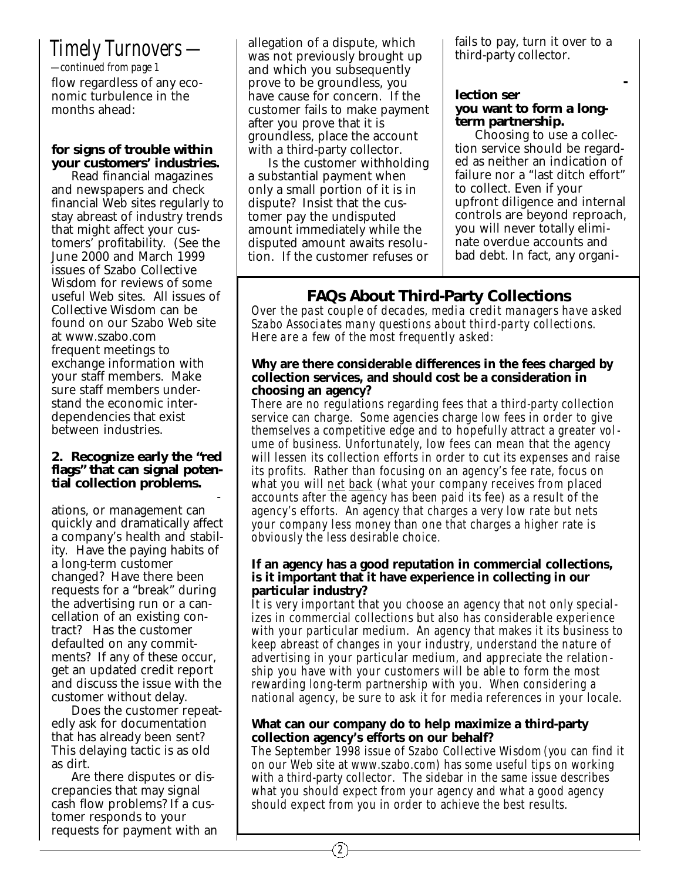## Timely Turnovers —

*—continued from page 1*

flow regardless of any economic turbulence in the months ahead:

**for signs of trouble within your customers' industries.**

Read financial magazines and newspapers and check financial Web sites regularly to stay abreast of industry trends that might affect your customers' profitability. (See the June 2000 and March 1999 issues of Szabo Collective Wisdom for reviews of some useful Web sites. All issues of Collective Wisdom can be found on our Szabo Web site at www.szabo.com frequent meetings to exchange information with your staff members. Make sure staff members understand the economic interdependencies that exist between industries.

**2. Recognize early the "red flags" that can signal potential collection problems.**

ations, or management can quickly and dramatically affect a company's health and stability. Have the paying habits of a long-term customer changed? Have there been requests for a "break" during the advertising run or a cancellation of an existing contract? Has the customer defaulted on any commitments? If any of these occur, get an updated credit report and discuss the issue with the customer without delay.

Does the customer repeatedly ask for documentation that has already been sent? This delaying tactic is as old as dirt.

Are there disputes or discrepancies that may signal cash flow problems? If a customer responds to your requests for payment with an allegation of a dispute, which was not previously brought up and which you subsequently prove to be groundless, you have cause for concern. If the customer fails to make payment after you prove that it is groundless, place the account with a third-party collector.

Is the customer withholding a substantial payment when only a small portion of it is in dispute? Insist that the customer pay the undisputed amount immediately while the disputed amount awaits resolution. If the customer refuses or fails to pay, turn it over to a third-party collector.

**lection ser you want to form a long-term partnership.**

Choosing to use a collection service should be regarded as neither an indication of failure nor a "last ditch effort" to collect. Even if your upfront diligence and internal controls are beyond reproach, you will never totally eliminate overdue accounts and bad debt. In fact, any organi-

### FAQs About Third-Party Collections

*Over the past couple of decades, media credit managers have asked Szabo Associates many questions about third-party collections. Here are a few of the most frequently asked:*

**Why are there considerable differences in the fees charged by collection services, and should cost be a consideration in choosing an agency?**

There are no regulations regarding fees that a third-party collection service can charge. Some agencies charge low fees in order to give themselves a competitive edge and to hopefully attract a greater volume of business. Unfortunately, low fees can mean that the agency will lessen its collection efforts in order to cut its expenses and raise its profits. Rather than focusing on an agency's fee rate, focus on what you will net back (what your company receives from placed accounts after the agency has been paid its fee) as a result of the agency's efforts. An agency that charges a very low rate but nets your company less money than one that charges a higher rate is obviously the less desirable choice.

**If an agency has a good reputation in commercial collections, is it important that it have experience in collecting in our particular industry?**

It is very important that you choose an agency that not only specializes in commercial collections but also has considerable experience with your particular medium. An agency that makes it its business to keep abreast of changes in your industry, understand the nature of advertising in your particular medium, and appreciate the relationship you have with your customers will be able to form the most rewarding long-term partnership with you. When considering a national agency, be sure to ask it for media references in your locale.

**What can our company do to help maximize a third-party collection agency's efforts on our behalf?**

The September 1998 issue of Szabo Collective Wisdom (you can find it on our Web site at www.szabo.com) has some useful tips on working with a third-party collector. The sidebar in the same issue describes what you should expect from your agency and what a good agency should expect from you in order to achieve the best results.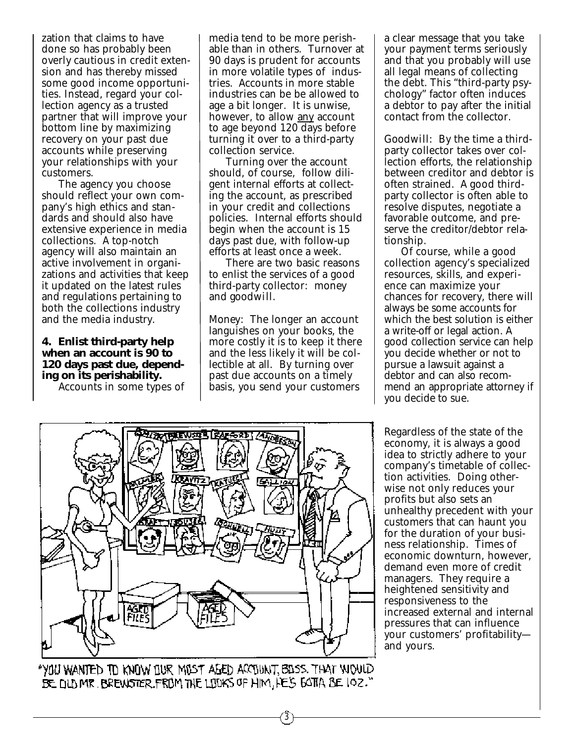zation that claims to have done so has probably been overly cautious in credit extension and has thereby missed some good income opportunities. Instead, regard your collection agency as a trusted partner that will improve your bottom line by maximizing recovery on your past due accounts while preserving your relationships with your customers.

The agency you choose should reflect your own company's high ethics and standards and should also have extensive experience in media collections. A top-notch agency will also maintain an active involvement in organizations and activities that keep it updated on the latest rules and regulations pertaining to both the collections industry and the media industry.

**4. Enlist third-party help when an account is 90 to 120 days past due, depending on its perishability.**

Accounts in some types of media tend to be more perishable than in others. Turnover at 90 days is prudent for accounts in more volatile types of industries. Accounts in more stable industries can be be allowed to age a bit longer. It is unwise, however, to allow any account to age beyond 120 days before turning it over to a third-party collection service.

Turning over the account should, of course, follow diligent internal efforts at collecting the account, as prescribed in your credit and collections policies. Internal efforts should begin when the account is 15 days past due, with follow-up efforts at least once a week.

There are two basic reasons to enlist the services of a good third-party collector: money and goodwill.

Money: The longer an account languishes on your books, the more costly it is to keep it there and the less likely it will be collectible at all. By turning over past due accounts on a timely basis, you send your customers a clear message that you take your payment terms seriously and that you probably will use all legal means of collecting the debt. This "third-party psychology" factor often induces a debtor to pay after the initial contact from the collector.

Goodwill: By the time a third-party collector takes over collection efforts, the relationship between creditor and debtor is often strained. A good third-party collector is often able to resolve disputes, negotiate a favorable outcome, and preserve the creditor/debtor relationship.

Of course, while a good collection agency's specialized resources, skills, and experience can maximize your chances for recovery, there will always be some accounts for which the best solution is either a write-off or legal action. A good collection service can help you decide whether or not to pursue a lawsuit against a debtor and can also recommend an appropriate attorney if you decide to sue.

"YOU WANTED TO KNOW OUR MOST AGED ACCOUNT, BOSS. THAT WOULD BE OLD MR. BREWSTER. FROM THE LOOKS OF HIM, HE'S GOTTA BE 102."

Regardless of the state of the economy, it is always a good idea to strictly adhere to your company's timetable of collection activities. Doing otherwise not only reduces your profits but also sets an unhealthy precedent with your customers that can haunt you for the duration of your business relationship. Times of economic downturn, however, demand even more of credit managers. They require a heightened sensitivity and responsiveness to the increased external and internal pressures that can influence your customers' profitability—and yours.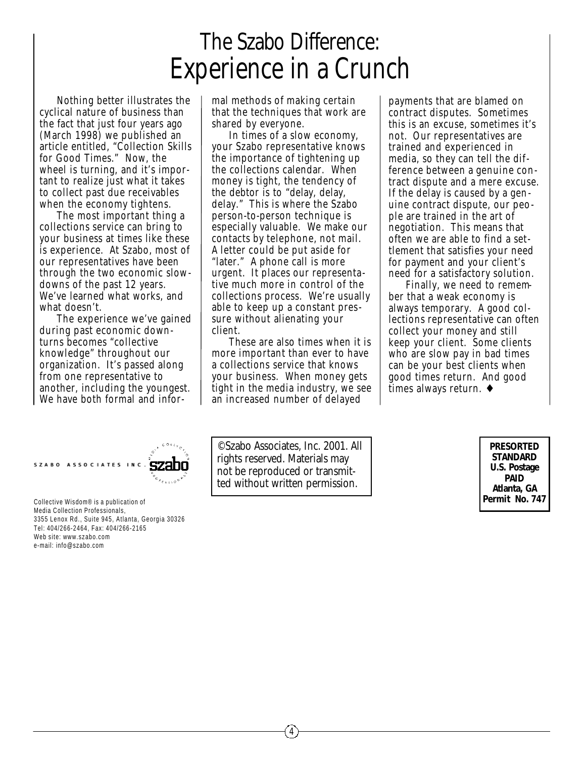# The Szabo Difference: Experience in a Crunch

Nothing better illustrates the cyclical nature of business than the fact that just four years ago (March 1998) we published an article entitled, "Collection Skills for Good Times." Now, the wheel is turning, and it's important to realize just what it takes to collect past due receivables when the economy tightens.

The most important thing a collections service can bring to your business at times like these is experience. At Szabo, most of our representatives have been through the two economic slowdowns of the past 12 years. We've learned what works, and what doesn't.

The experience we've gained during past economic downturns becomes "collective knowledge" throughout our organization. It's passed along from one representative to another, including the youngest. We have both formal and informal methods of making certain that the techniques that work are shared by everyone.

In times of a slow economy, your Szabo representative knows the importance of tightening up the collections calendar. When money is tight, the tendency of the debtor is to "delay, delay, delay." This is where the Szabo person-to-person technique is especially valuable. We make our contacts by telephone, not mail. A letter could be put aside for "later." A phone call is more urgent. It places our representative much more in control of the collections process. We're usually able to keep up a constant pressure without alienating your client.

These are also times when it is more important than ever to have a collections service that knows your business. When money gets tight in the media industry, we see an increased number of delayed payments that are blamed on contract disputes. Sometimes this is an excuse, sometimes it's not. Our representatives are trained and experienced in media, so they can tell the difference between a genuine contract dispute and a mere excuse. If the delay is caused by a genuine contract dispute, our people are trained in the art of negotiation. This means that often we are able to find a settlement that satisfies your need for payment and your client's need for a satisfactory solution.

Finally, we need to remember that a weak economy is always temporary. A good collections representative can often collect your money and still keep your client. Some clients who are slow pay in bad times can be your best clients when good times return. And good times always return. ♦

SZABO ASSOCIATES INC. szabo MEDIA COLLECTION PROFESSIONALS

Collective Wisdom® is a publication of
Media Collection Professionals,
3355 Lenox Rd., Suite 945, Atlanta, Georgia 30326
Tel: 404/266-2464, Fax: 404/266-2165
Web site: www.szabo.com
e-mail: info@szabo.com

©Szabo Associates, Inc. 2001. All rights reserved. Materials may not be reproduced or transmitted without written permission.

**PRESORTED**
**STANDARD**
**U.S. Postage**
**PAID**
**Atlanta, GA**
**Permit No. 747**